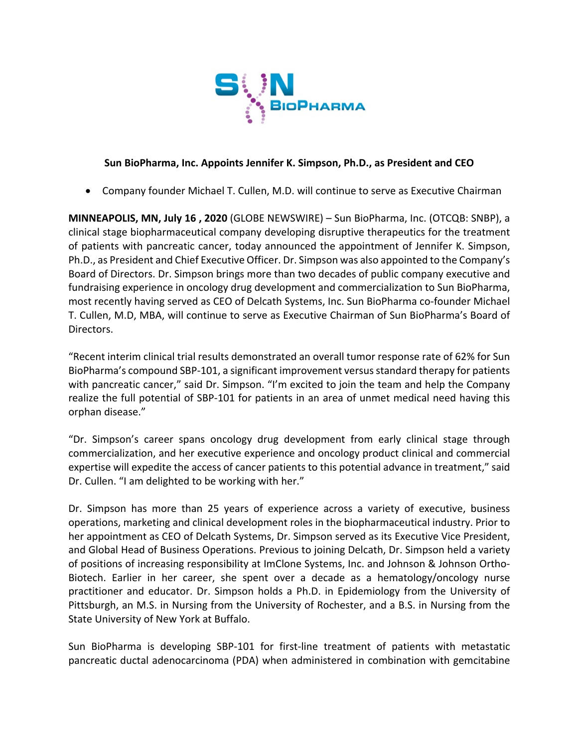# Sun BioPharma, Inc. Appoints Jennifer K. Simpson, Ph.D., as President and CEO

- Company founder Michael T. Cullen, M.D. will continue to serve as Executive Chairman

**MINNEAPOLIS, MN, July 16 , 2020** (GLOBE NEWSWIRE) – Sun BioPharma, Inc. (OTCQB: SNBP), a clinical stage biopharmaceutical company developing disruptive therapeutics for the treatment of patients with pancreatic cancer, today announced the appointment of Jennifer K. Simpson, Ph.D., as President and Chief Executive Officer. Dr. Simpson was also appointed to the Company's Board of Directors. Dr. Simpson brings more than two decades of public company executive and fundraising experience in oncology drug development and commercialization to Sun BioPharma, most recently having served as CEO of Delcath Systems, Inc. Sun BioPharma co-founder Michael T. Cullen, M.D, MBA, will continue to serve as Executive Chairman of Sun BioPharma's Board of Directors.

"Recent interim clinical trial results demonstrated an overall tumor response rate of 62% for Sun BioPharma's compound SBP-101, a significant improvement versus standard therapy for patients with pancreatic cancer," said Dr. Simpson. "I'm excited to join the team and help the Company realize the full potential of SBP-101 for patients in an area of unmet medical need having this orphan disease."

"Dr. Simpson's career spans oncology drug development from early clinical stage through commercialization, and her executive experience and oncology product clinical and commercial expertise will expedite the access of cancer patients to this potential advance in treatment," said Dr. Cullen. "I am delighted to be working with her."

Dr. Simpson has more than 25 years of experience across a variety of executive, business operations, marketing and clinical development roles in the biopharmaceutical industry. Prior to her appointment as CEO of Delcath Systems, Dr. Simpson served as its Executive Vice President, and Global Head of Business Operations. Previous to joining Delcath, Dr. Simpson held a variety of positions of increasing responsibility at ImClone Systems, Inc. and Johnson & Johnson Ortho-Biotech. Earlier in her career, she spent over a decade as a hematology/oncology nurse practitioner and educator. Dr. Simpson holds a Ph.D. in Epidemiology from the University of Pittsburgh, an M.S. in Nursing from the University of Rochester, and a B.S. in Nursing from the State University of New York at Buffalo.

Sun BioPharma is developing SBP-101 for first-line treatment of patients with metastatic pancreatic ductal adenocarcinoma (PDA) when administered in combination with gemcitabine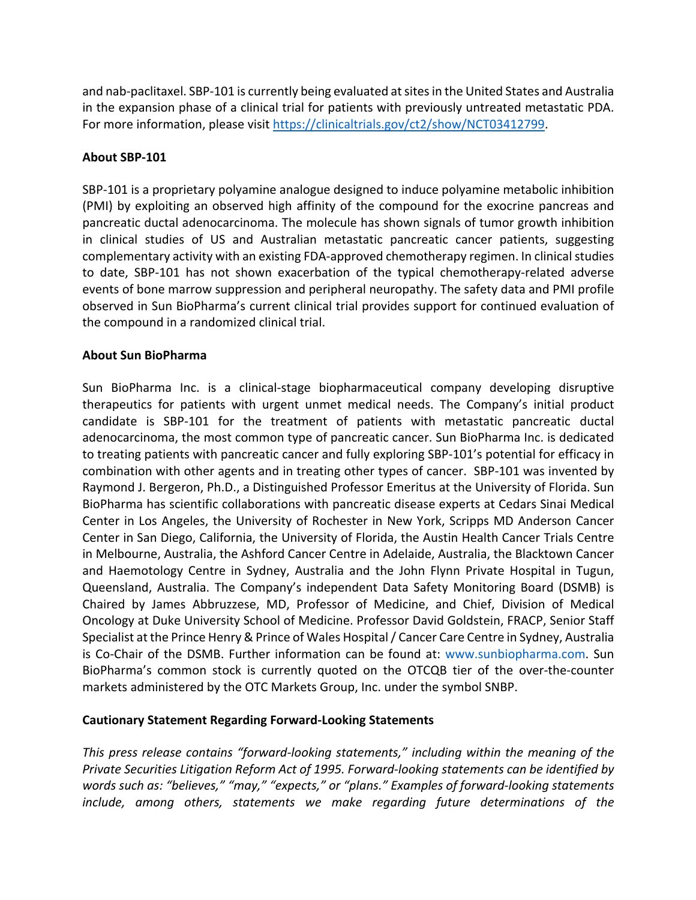and nab-paclitaxel. SBP-101 is currently being evaluated at sites in the United States and Australia in the expansion phase of a clinical trial for patients with previously untreated metastatic PDA. For more information, please visit [https://clinicaltrials.gov/ct2/show/NCT03412799](https://clinicaltrials.gov/ct2/show/NCT03412799).

**About SBP-101**

SBP-101 is a proprietary polyamine analogue designed to induce polyamine metabolic inhibition (PMI) by exploiting an observed high affinity of the compound for the exocrine pancreas and pancreatic ductal adenocarcinoma. The molecule has shown signals of tumor growth inhibition in clinical studies of US and Australian metastatic pancreatic cancer patients, suggesting complementary activity with an existing FDA-approved chemotherapy regimen. In clinical studies to date, SBP-101 has not shown exacerbation of the typical chemotherapy-related adverse events of bone marrow suppression and peripheral neuropathy. The safety data and PMI profile observed in Sun BioPharma's current clinical trial provides support for continued evaluation of the compound in a randomized clinical trial.

**About Sun BioPharma**

Sun BioPharma Inc. is a clinical-stage biopharmaceutical company developing disruptive therapeutics for patients with urgent unmet medical needs. The Company's initial product candidate is SBP-101 for the treatment of patients with metastatic pancreatic ductal adenocarcinoma, the most common type of pancreatic cancer. Sun BioPharma Inc. is dedicated to treating patients with pancreatic cancer and fully exploring SBP-101's potential for efficacy in combination with other agents and in treating other types of cancer. SBP-101 was invented by Raymond J. Bergeron, Ph.D., a Distinguished Professor Emeritus at the University of Florida. Sun BioPharma has scientific collaborations with pancreatic disease experts at Cedars Sinai Medical Center in Los Angeles, the University of Rochester in New York, Scripps MD Anderson Cancer Center in San Diego, California, the University of Florida, the Austin Health Cancer Trials Centre in Melbourne, Australia, the Ashford Cancer Centre in Adelaide, Australia, the Blacktown Cancer and Haemotology Centre in Sydney, Australia and the John Flynn Private Hospital in Tugun, Queensland, Australia. The Company's independent Data Safety Monitoring Board (DSMB) is Chaired by James Abbruzzese, MD, Professor of Medicine, and Chief, Division of Medical Oncology at Duke University School of Medicine. Professor David Goldstein, FRACP, Senior Staff Specialist at the Prince Henry & Prince of Wales Hospital / Cancer Care Centre in Sydney, Australia is Co-Chair of the DSMB. Further information can be found at: www.sunbiopharma.com. Sun BioPharma's common stock is currently quoted on the OTCQB tier of the over-the-counter markets administered by the OTC Markets Group, Inc. under the symbol SNBP.

**Cautionary Statement Regarding Forward-Looking Statements**

*This press release contains "forward-looking statements," including within the meaning of the Private Securities Litigation Reform Act of 1995. Forward-looking statements can be identified by words such as: "believes," "may," "expects," or "plans." Examples of forward-looking statements include, among others, statements we make regarding future determinations of the*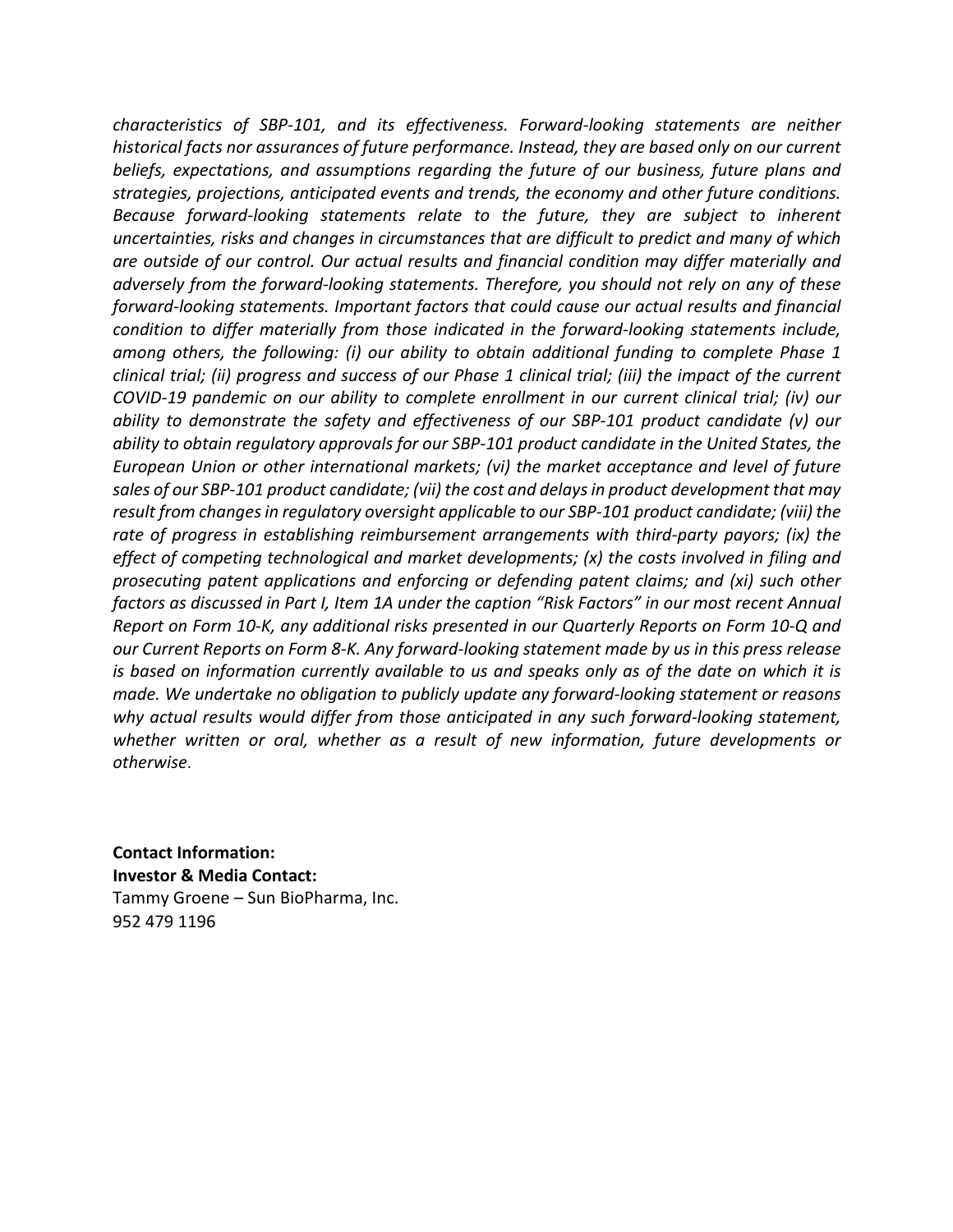*characteristics of SBP-101, and its effectiveness. Forward-looking statements are neither historical facts nor assurances of future performance. Instead, they are based only on our current beliefs, expectations, and assumptions regarding the future of our business, future plans and strategies, projections, anticipated events and trends, the economy and other future conditions. Because forward-looking statements relate to the future, they are subject to inherent uncertainties, risks and changes in circumstances that are difficult to predict and many of which are outside of our control. Our actual results and financial condition may differ materially and adversely from the forward-looking statements. Therefore, you should not rely on any of these forward-looking statements. Important factors that could cause our actual results and financial condition to differ materially from those indicated in the forward-looking statements include, among others, the following: (i) our ability to obtain additional funding to complete Phase 1 clinical trial; (ii) progress and success of our Phase 1 clinical trial; (iii) the impact of the current COVID-19 pandemic on our ability to complete enrollment in our current clinical trial; (iv) our ability to demonstrate the safety and effectiveness of our SBP-101 product candidate (v) our ability to obtain regulatory approvals for our SBP-101 product candidate in the United States, the European Union or other international markets; (vi) the market acceptance and level of future sales of our SBP-101 product candidate; (vii) the cost and delays in product development that may result from changes in regulatory oversight applicable to our SBP-101 product candidate; (viii) the rate of progress in establishing reimbursement arrangements with third-party payors; (ix) the effect of competing technological and market developments; (x) the costs involved in filing and prosecuting patent applications and enforcing or defending patent claims; and (xi) such other factors as discussed in Part I, Item 1A under the caption "Risk Factors" in our most recent Annual Report on Form 10-K, any additional risks presented in our Quarterly Reports on Form 10-Q and our Current Reports on Form 8-K. Any forward-looking statement made by us in this press release is based on information currently available to us and speaks only as of the date on which it is made. We undertake no obligation to publicly update any forward-looking statement or reasons why actual results would differ from those anticipated in any such forward-looking statement, whether written or oral, whether as a result of new information, future developments or otherwise*.

**Contact Information:**
**Investor & Media Contact:**
Tammy Groene – Sun BioPharma, Inc.
952 479 1196